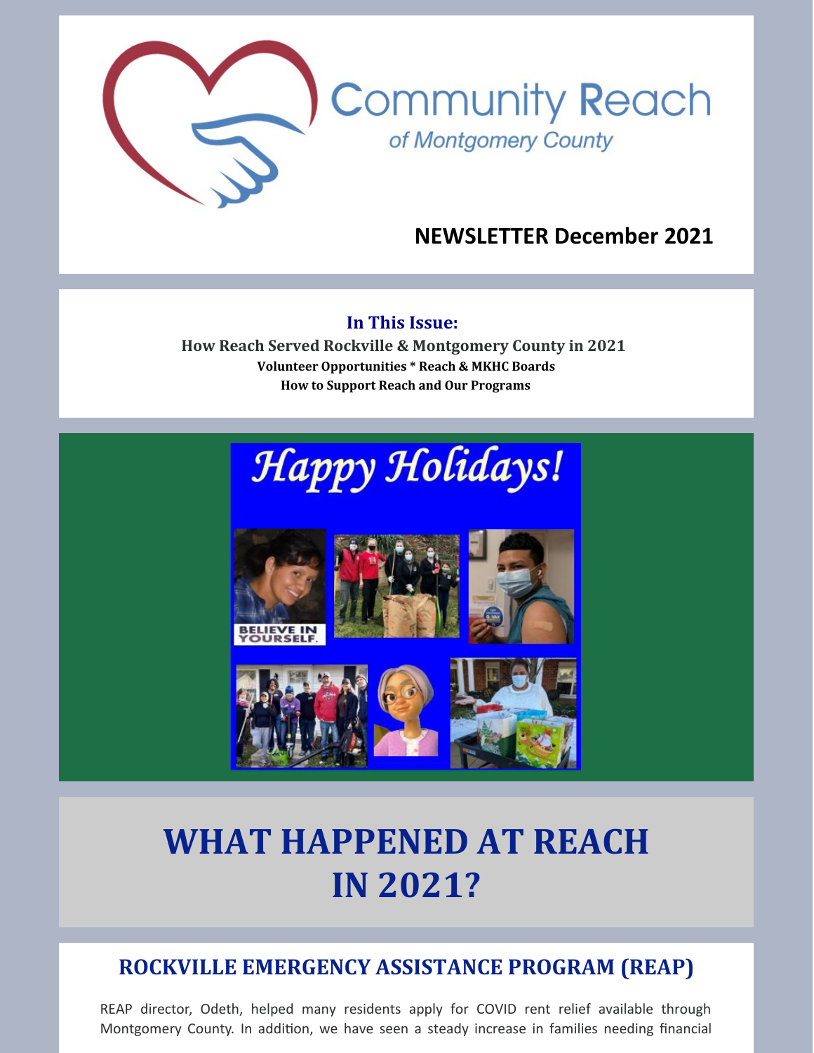# Community Reach

*of Montgomery County*

**NEWSLETTER December 2021**

**In This Issue:**

**How Reach Served Rockville & Montgomery County in 2021**

**Volunteer Opportunities * Reach & MKHC Boards**

**How to Support Reach and Our Programs**

# WHAT HAPPENED AT REACH IN 2021?

## ROCKVILLE EMERGENCY ASSISTANCE PROGRAM (REAP)

REAP director, Odeth, helped many residents apply for COVID rent relief available through Montgomery County. In addition, we have seen a steady increase in families needing financial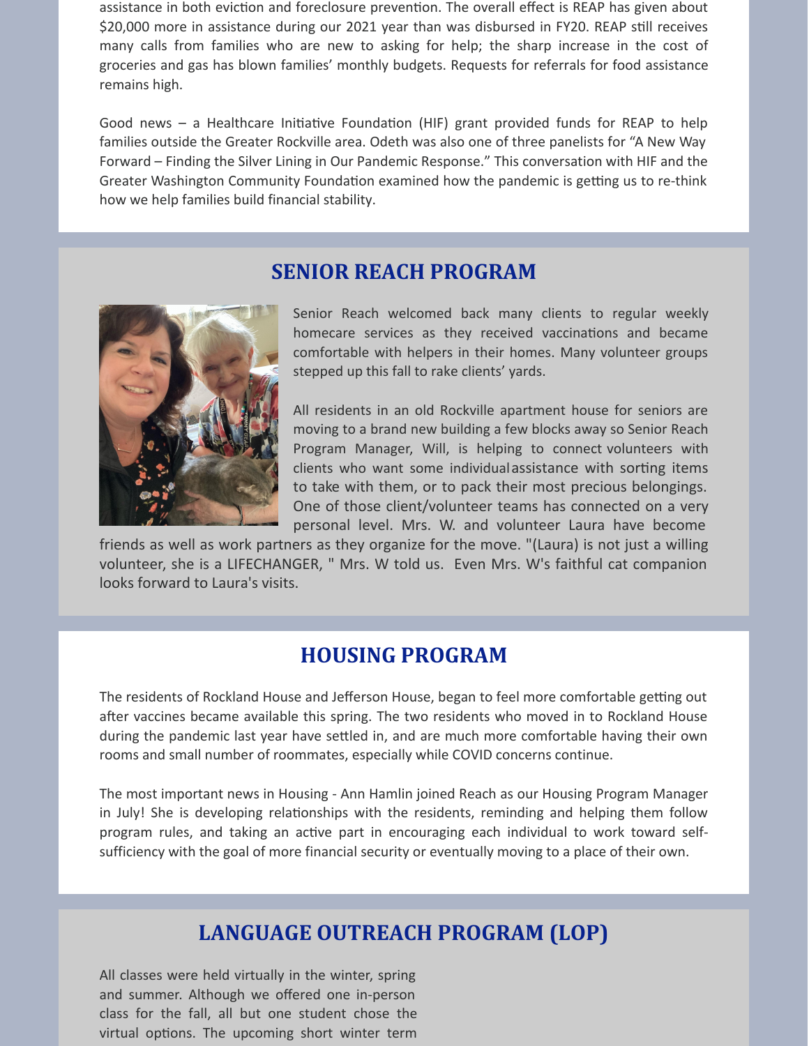assistance in both eviction and foreclosure prevention. The overall effect is REAP has given about $20,000 more in assistance during our 2021 year than was disbursed in FY20. REAP still receives many calls from families who are new to asking for help; the sharp increase in the cost of groceries and gas has blown families' monthly budgets. Requests for referrals for food assistance remains high.

Good news – a Healthcare Initiative Foundation (HIF) grant provided funds for REAP to help families outside the Greater Rockville area. Odeth was also one of three panelists for "A New Way Forward – Finding the Silver Lining in Our Pandemic Response." This conversation with HIF and the Greater Washington Community Foundation examined how the pandemic is getting us to re-think how we help families build financial stability.

## SENIOR REACH PROGRAM

Senior Reach welcomed back many clients to regular weekly homecare services as they received vaccinations and became comfortable with helpers in their homes. Many volunteer groups stepped up this fall to rake clients' yards.

All residents in an old Rockville apartment house for seniors are moving to a brand new building a few blocks away so Senior Reach Program Manager, Will, is helping to connect volunteers with clients who want some individual assistance with sorting items to take with them, or to pack their most precious belongings. One of those client/volunteer teams has connected on a very personal level. Mrs. W. and volunteer Laura have become friends as well as work partners as they organize for the move. "(Laura) is not just a willing volunteer, she is a LIFECHANGER, " Mrs. W told us. Even Mrs. W's faithful cat companion looks forward to Laura's visits.

## HOUSING PROGRAM

The residents of Rockland House and Jefferson House, began to feel more comfortable getting out after vaccines became available this spring. The two residents who moved in to Rockland House during the pandemic last year have settled in, and are much more comfortable having their own rooms and small number of roommates, especially while COVID concerns continue.

The most important news in Housing - Ann Hamlin joined Reach as our Housing Program Manager in July! She is developing relationships with the residents, reminding and helping them follow program rules, and taking an active part in encouraging each individual to work toward self-sufficiency with the goal of more financial security or eventually moving to a place of their own.

## LANGUAGE OUTREACH PROGRAM (LOP)

All classes were held virtually in the winter, spring and summer. Although we offered one in-person class for the fall, all but one student chose the virtual options. The upcoming short winter term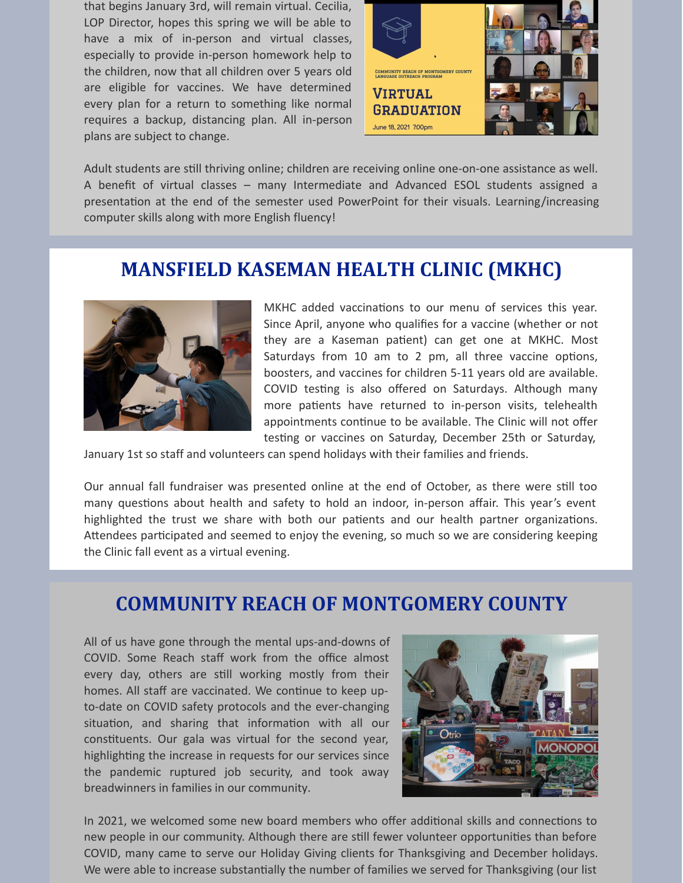that begins January 3rd, will remain virtual. Cecilia, LOP Director, hopes this spring we will be able to have a mix of in-person and virtual classes, especially to provide in-person homework help to the children, now that all children over 5 years old are eligible for vaccines. We have determined every plan for a return to something like normal requires a backup, distancing plan. All in-person plans are subject to change.

Adult students are still thriving online; children are receiving online one-on-one assistance as well. A benefit of virtual classes – many Intermediate and Advanced ESOL students assigned a presentation at the end of the semester used PowerPoint for their visuals. Learning/increasing computer skills along with more English fluency!

## MANSFIELD KASEMAN HEALTH CLINIC (MKHC)

MKHC added vaccinations to our menu of services this year. Since April, anyone who qualifies for a vaccine (whether or not they are a Kaseman patient) can get one at MKHC. Most Saturdays from 10 am to 2 pm, all three vaccine options, boosters, and vaccines for children 5-11 years old are available. COVID testing is also offered on Saturdays. Although many more patients have returned to in-person visits, telehealth appointments continue to be available. The Clinic will not offer testing or vaccines on Saturday, December 25th or Saturday, January 1st so staff and volunteers can spend holidays with their families and friends.

Our annual fall fundraiser was presented online at the end of October, as there were still too many questions about health and safety to hold an indoor, in-person affair. This year's event highlighted the trust we share with both our patients and our health partner organizations. Attendees participated and seemed to enjoy the evening, so much so we are considering keeping the Clinic fall event as a virtual evening.

## COMMUNITY REACH OF MONTGOMERY COUNTY

All of us have gone through the mental ups-and-downs of COVID. Some Reach staff work from the office almost every day, others are still working mostly from their homes. All staff are vaccinated. We continue to keep up-to-date on COVID safety protocols and the ever-changing situation, and sharing that information with all our constituents. Our gala was virtual for the second year, highlighting the increase in requests for our services since the pandemic ruptured job security, and took away breadwinners in families in our community.

In 2021, we welcomed some new board members who offer additional skills and connections to new people in our community. Although there are still fewer volunteer opportunities than before COVID, many came to serve our Holiday Giving clients for Thanksgiving and December holidays. We were able to increase substantially the number of families we served for Thanksgiving (our list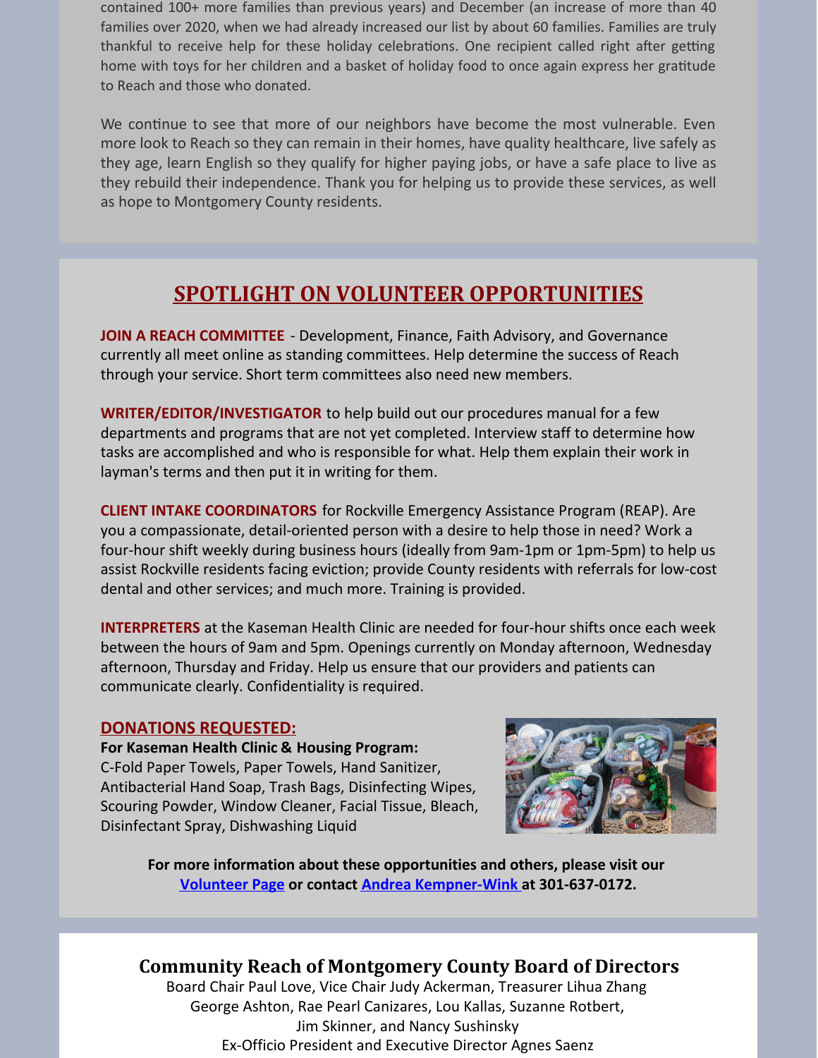contained 100+ more families than previous years) and December (an increase of more than 40 families over 2020, when we had already increased our list by about 60 families. Families are truly thankful to receive help for these holiday celebrations. One recipient called right after getting home with toys for her children and a basket of holiday food to once again express her gratitude to Reach and those who donated.

We continue to see that more of our neighbors have become the most vulnerable. Even more look to Reach so they can remain in their homes, have quality healthcare, live safely as they age, learn English so they qualify for higher paying jobs, or have a safe place to live as they rebuild their independence. Thank you for helping us to provide these services, as well as hope to Montgomery County residents.

## SPOTLIGHT ON VOLUNTEER OPPORTUNITIES

**JOIN A REACH COMMITTEE** - Development, Finance, Faith Advisory, and Governance currently all meet online as standing committees. Help determine the success of Reach through your service. Short term committees also need new members.

**WRITER/EDITOR/INVESTIGATOR** to help build out our procedures manual for a few departments and programs that are not yet completed. Interview staff to determine how tasks are accomplished and who is responsible for what. Help them explain their work in layman's terms and then put it in writing for them.

**CLIENT INTAKE COORDINATORS** for Rockville Emergency Assistance Program (REAP). Are you a compassionate, detail-oriented person with a desire to help those in need? Work a four-hour shift weekly during business hours (ideally from 9am-1pm or 1pm-5pm) to help us assist Rockville residents facing eviction; provide County residents with referrals for low-cost dental and other services; and much more. Training is provided.

**INTERPRETERS** at the Kaseman Health Clinic are needed for four-hour shifts once each week between the hours of 9am and 5pm. Openings currently on Monday afternoon, Wednesday afternoon, Thursday and Friday. Help us ensure that our providers and patients can communicate clearly. Confidentiality is required.

**DONATIONS REQUESTED:**

**For Kaseman Health Clinic & Housing Program:**
C-Fold Paper Towels, Paper Towels, Hand Sanitizer, Antibacterial Hand Soap, Trash Bags, Disinfecting Wipes, Scouring Powder, Window Cleaner, Facial Tissue, Bleach, Disinfectant Spray, Dishwashing Liquid

**For more information about these opportunities and others, please visit our Volunteer Page or contact Andrea Kempner-Wink at 301-637-0172.**

## Community Reach of Montgomery County Board of Directors

Board Chair Paul Love, Vice Chair Judy Ackerman, Treasurer Lihua Zhang
George Ashton, Rae Pearl Canizares, Lou Kallas, Suzanne Rotbert,
Jim Skinner, and Nancy Sushinsky
Ex-Officio President and Executive Director Agnes Saenz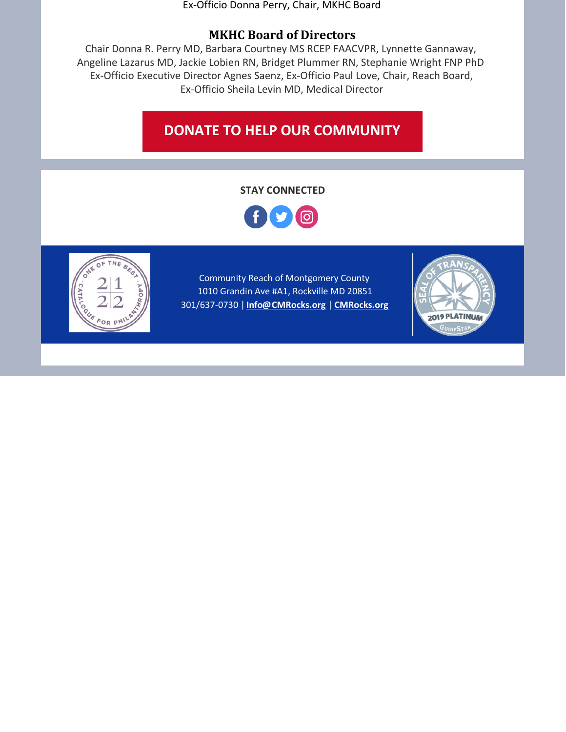Ex-Officio Donna Perry, Chair, MKHC Board

## MKHC Board of Directors

Chair Donna R. Perry MD, Barbara Courtney MS RCEP FAACVPR, Lynnette Gannaway, Angeline Lazarus MD, Jackie Lobien RN, Bridget Plummer RN, Stephanie Wright FNP PhD
Ex-Officio Executive Director Agnes Saenz, Ex-Officio Paul Love, Chair, Reach Board,
Ex-Officio Sheila Levin MD, Medical Director

**DONATE TO HELP OUR COMMUNITY**

**STAY CONNECTED**

Community Reach of Montgomery County
1010 Grandin Ave #A1, Rockville MD 20851
301/637-0730 | **Info@CMRocks.org** | **CMRocks.org**